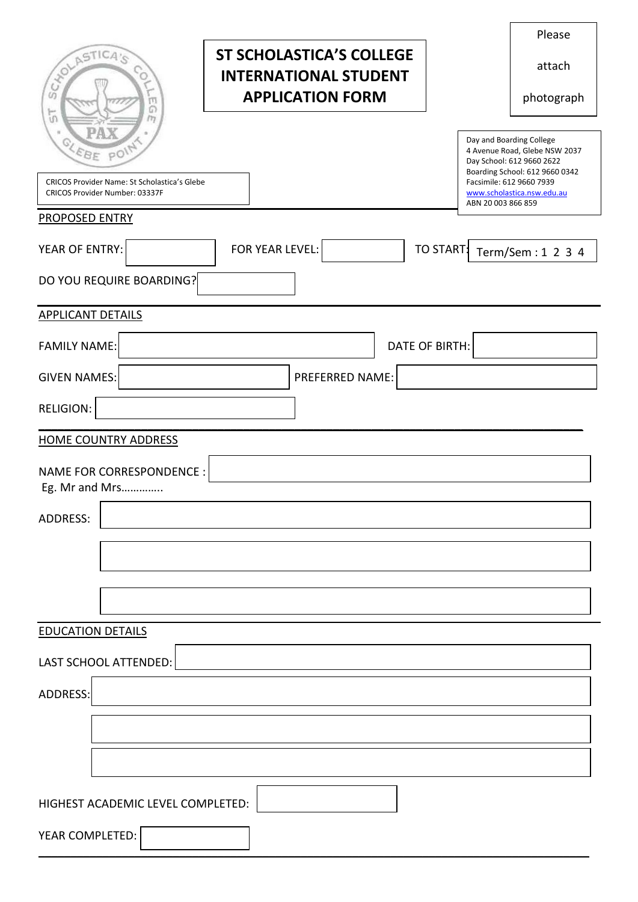# ST SCHOLASTICA'S COLLEGE INTERNATIONAL STUDENT APPLICATION FORM

Please attach photograph

CRICOS Provider Name: St Scholastica's Glebe
CRICOS Provider Number: 03337F

Day and Boarding College
4 Avenue Road, Glebe NSW 2037
Day School: 612 9660 2622
Boarding School: 612 9660 0342
Facsimile: 612 9660 7939
www.scholastica.nsw.edu.au
ABN 20 003 866 859

## PROPOSED ENTRY

YEAR OF ENTRY: ______ FOR YEAR LEVEL: ______ TO START: Term/Sem : 1 2 3 4

DO YOU REQUIRE BOARDING? ______

## APPLICANT DETAILS

FAMILY NAME: ______ DATE OF BIRTH: ______

GIVEN NAMES: ______ PREFERRED NAME: ______

RELIGION: ______

## HOME COUNTRY ADDRESS

NAME FOR CORRESPONDENCE : ______
Eg. Mr and Mrs…………..

ADDRESS: ______

______

______

## EDUCATION DETAILS

LAST SCHOOL ATTENDED: ______

ADDRESS: ______

______

______

HIGHEST ACADEMIC LEVEL COMPLETED: ______

YEAR COMPLETED: ______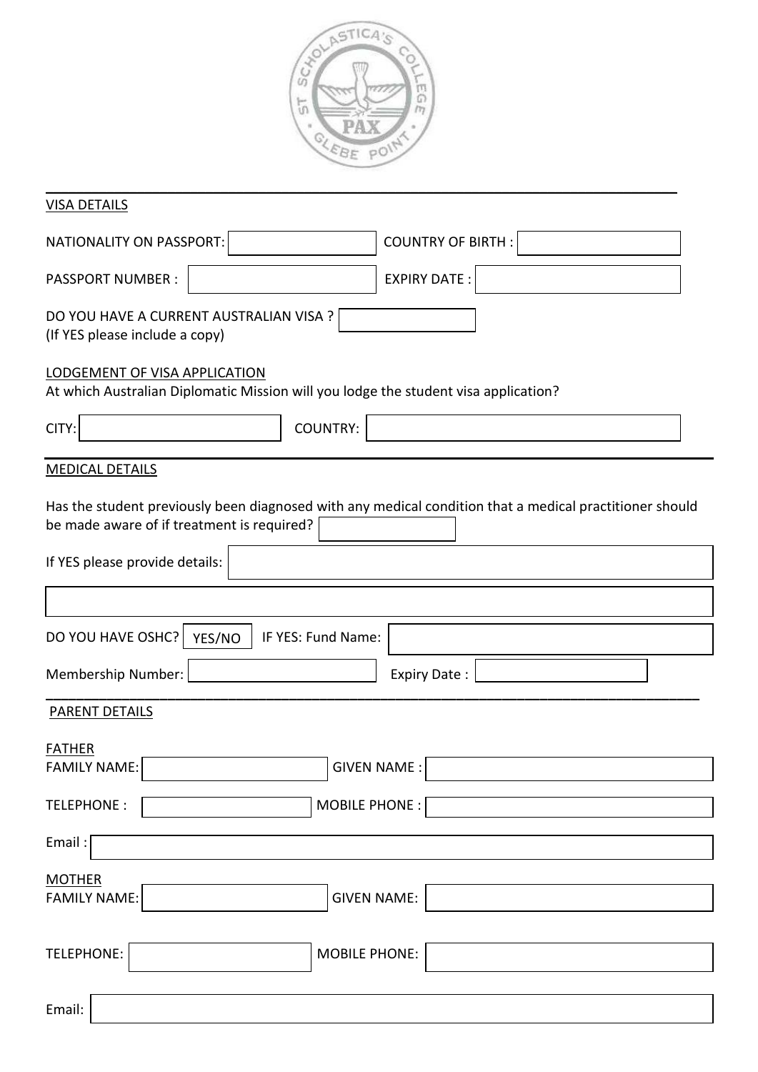## VISA DETAILS

NATIONALITY ON PASSPORT: ____________ COUNTRY OF BIRTH : ____________

PASSPORT NUMBER : ____________ EXPIRY DATE : ____________

DO YOU HAVE A CURRENT AUSTRALIAN VISA ? ____________
(If YES please include a copy)

### LODGEMENT OF VISA APPLICATION

At which Australian Diplomatic Mission will you lodge the student visa application?

CITY: ____________ COUNTRY: ____________

## MEDICAL DETAILS

Has the student previously been diagnosed with any medical condition that a medical practitioner should be made aware of if treatment is required? ____________

If YES please provide details: ____________

____________

DO YOU HAVE OSHC? YES/NO IF YES: Fund Name: ____________

Membership Number: ____________ Expiry Date : ____________

## PARENT DETAILS

### FATHER

FAMILY NAME: ____________ GIVEN NAME : ____________

TELEPHONE : ____________ MOBILE PHONE : ____________

Email : ____________

### MOTHER

FAMILY NAME: ____________ GIVEN NAME: ____________

TELEPHONE: ____________ MOBILE PHONE: ____________

Email: ____________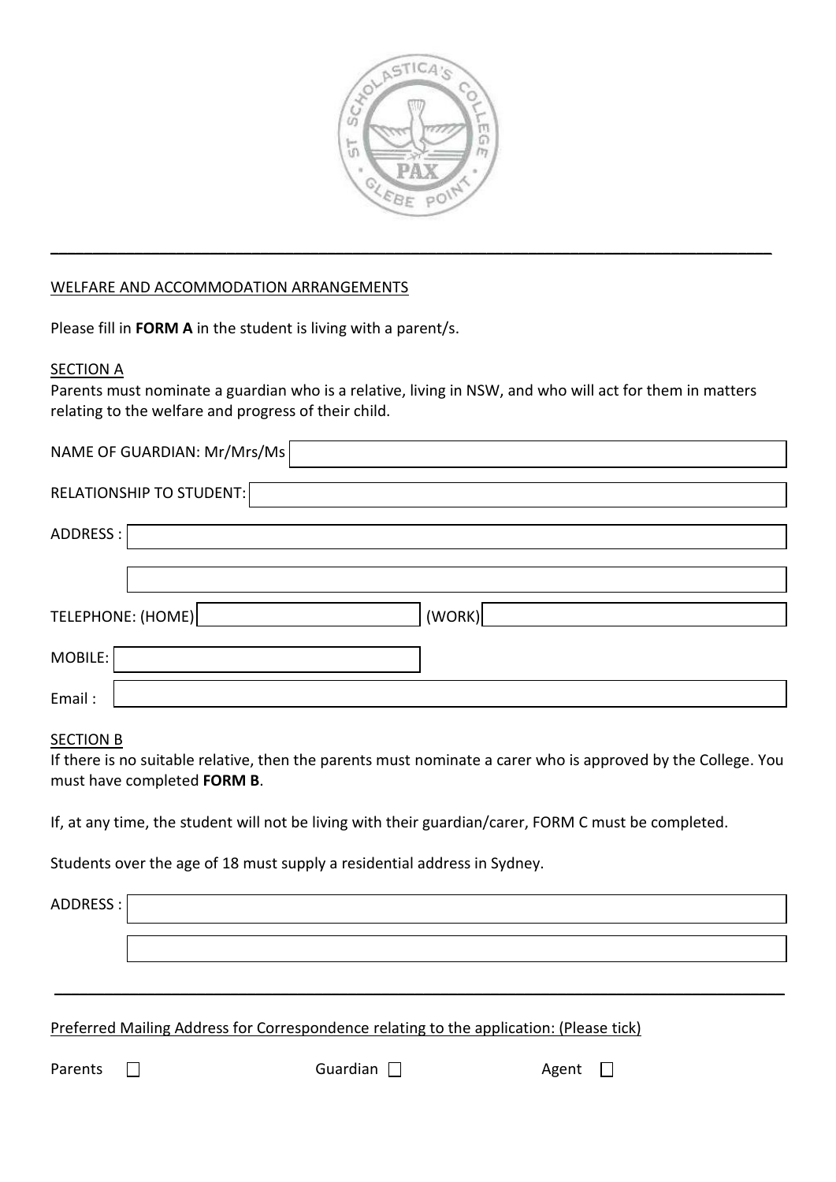WELFARE AND ACCOMMODATION ARRANGEMENTS

Please fill in **FORM A** in the student is living with a parent/s.

SECTION A

Parents must nominate a guardian who is a relative, living in NSW, and who will act for them in matters relating to the welfare and progress of their child.

NAME OF GUARDIAN: Mr/Mrs/Ms

RELATIONSHIP TO STUDENT:

ADDRESS :

TELEPHONE: (HOME) (WORK)

MOBILE:

Email :

SECTION B

If there is no suitable relative, then the parents must nominate a carer who is approved by the College. You must have completed **FORM B**.

If, at any time, the student will not be living with their guardian/carer, FORM C must be completed.

Students over the age of 18 must supply a residential address in Sydney.

ADDRESS :

---

Preferred Mailing Address for Correspondence relating to the application: (Please tick)

Parents ☐ Guardian ☐ Agent ☐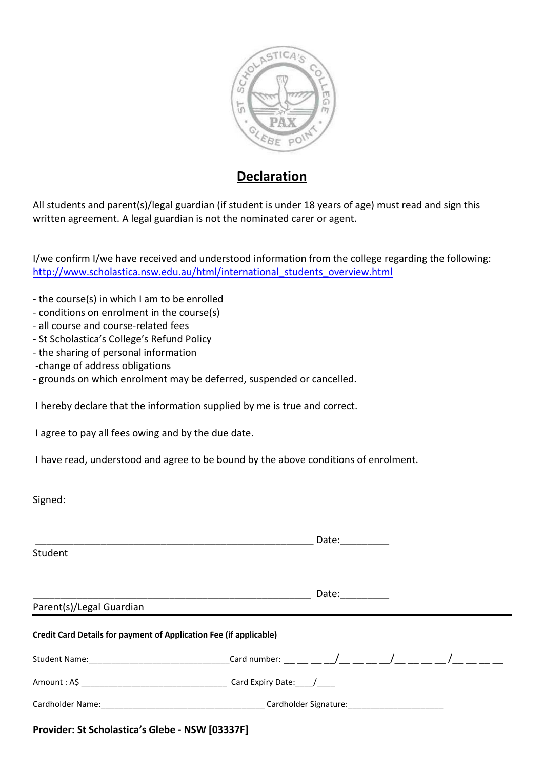## Declaration

All students and parent(s)/legal guardian (if student is under 18 years of age) must read and sign this written agreement. A legal guardian is not the nominated carer or agent.

I/we confirm I/we have received and understood information from the college regarding the following: http://www.scholastica.nsw.edu.au/html/international_students_overview.html

- the course(s) in which I am to be enrolled
- conditions on enrolment in the course(s)
- all course and course-related fees
- St Scholastica's College's Refund Policy
- the sharing of personal information
- change of address obligations
- grounds on which enrolment may be deferred, suspended or cancelled.

I hereby declare that the information supplied by me is true and correct.

I agree to pay all fees owing and by the due date.

I have read, understood and agree to be bound by the above conditions of enrolment.

Signed:

_____________________________________________________ Date:_________

Student

_____________________________________________________ Date:_________

Parent(s)/Legal Guardian

**Credit Card Details for payment of Application Fee (if applicable)**

Student Name:______________________________ Card number: __ __ __ __/__ __ __ __/__ __ __ __/__ __ __ __

Amount : A$ _______________________________ Card Expiry Date:____/____

Cardholder Name:___________________________________ Cardholder Signature:_____________________

**Provider: St Scholastica's Glebe - NSW [03337F]**